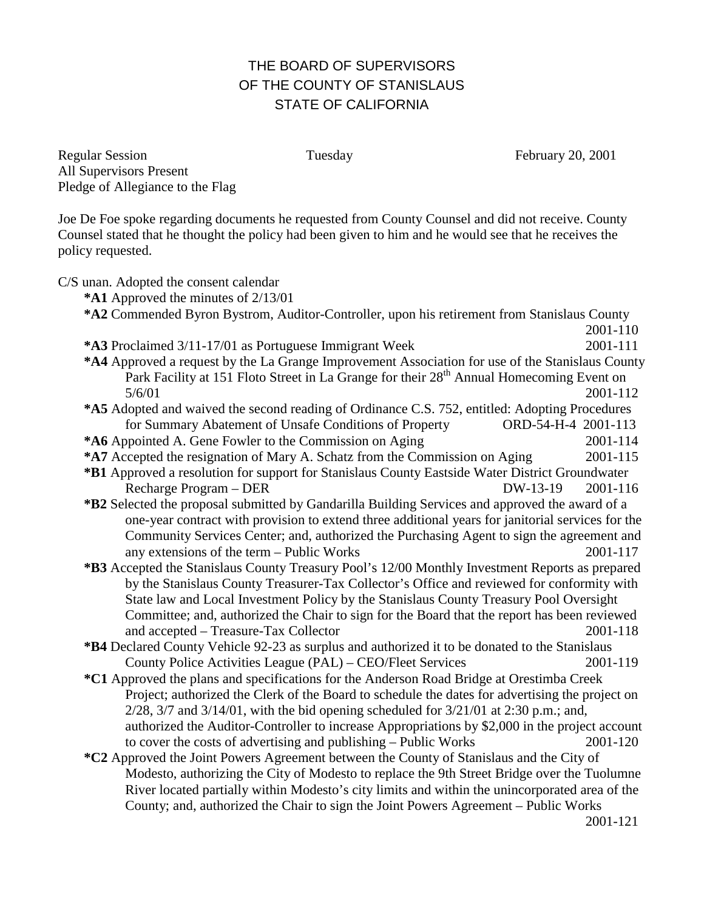# THE BOARD OF SUPERVISORS
# OF THE COUNTY OF STANISLAUS
# STATE OF CALIFORNIA

Regular Session Tuesday February 20, 2001
All Supervisors Present
Pledge of Allegiance to the Flag

Joe De Foe spoke regarding documents he requested from County Counsel and did not receive. County Counsel stated that he thought the policy had been given to him and he would see that he receives the policy requested.

C/S unan. Adopted the consent calendar

**\*A1** Approved the minutes of 2/13/01

**\*A2** Commended Byron Bystrom, Auditor-Controller, upon his retirement from Stanislaus County 2001-110

**\*A3** Proclaimed 3/11-17/01 as Portuguese Immigrant Week 2001-111

**\*A4** Approved a request by the La Grange Improvement Association for use of the Stanislaus County Park Facility at 151 Floto Street in La Grange for their 28th Annual Homecoming Event on 5/6/01 2001-112

**\*A5** Adopted and waived the second reading of Ordinance C.S. 752, entitled: Adopting Procedures for Summary Abatement of Unsafe Conditions of Property ORD-54-H-4 2001-113

**\*A6** Appointed A. Gene Fowler to the Commission on Aging 2001-114

**\*A7** Accepted the resignation of Mary A. Schatz from the Commission on Aging 2001-115

**\*B1** Approved a resolution for support for Stanislaus County Eastside Water District Groundwater Recharge Program – DER DW-13-19 2001-116

**\*B2** Selected the proposal submitted by Gandarilla Building Services and approved the award of a one-year contract with provision to extend three additional years for janitorial services for the Community Services Center; and, authorized the Purchasing Agent to sign the agreement and any extensions of the term – Public Works 2001-117

**\*B3** Accepted the Stanislaus County Treasury Pool's 12/00 Monthly Investment Reports as prepared by the Stanislaus County Treasurer-Tax Collector's Office and reviewed for conformity with State law and Local Investment Policy by the Stanislaus County Treasury Pool Oversight Committee; and, authorized the Chair to sign for the Board that the report has been reviewed and accepted – Treasure-Tax Collector 2001-118

**\*B4** Declared County Vehicle 92-23 as surplus and authorized it to be donated to the Stanislaus County Police Activities League (PAL) – CEO/Fleet Services 2001-119

**\*C1** Approved the plans and specifications for the Anderson Road Bridge at Orestimba Creek Project; authorized the Clerk of the Board to schedule the dates for advertising the project on 2/28, 3/7 and 3/14/01, with the bid opening scheduled for 3/21/01 at 2:30 p.m.; and, authorized the Auditor-Controller to increase Appropriations by $2,000 in the project account to cover the costs of advertising and publishing – Public Works 2001-120

**\*C2** Approved the Joint Powers Agreement between the County of Stanislaus and the City of Modesto, authorizing the City of Modesto to replace the 9th Street Bridge over the Tuolumne River located partially within Modesto's city limits and within the unincorporated area of the County; and, authorized the Chair to sign the Joint Powers Agreement – Public Works 2001-121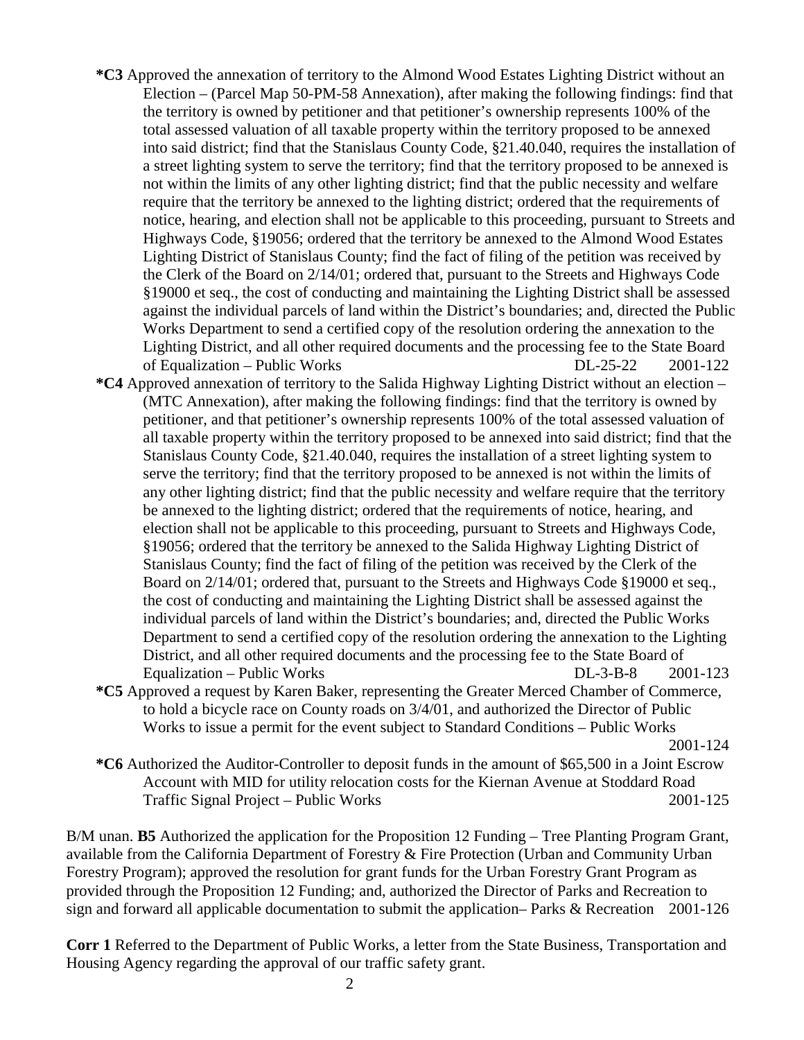**\*C3** Approved the annexation of territory to the Almond Wood Estates Lighting District without an Election – (Parcel Map 50-PM-58 Annexation), after making the following findings: find that the territory is owned by petitioner and that petitioner's ownership represents 100% of the total assessed valuation of all taxable property within the territory proposed to be annexed into said district; find that the Stanislaus County Code, §21.40.040, requires the installation of a street lighting system to serve the territory; find that the territory proposed to be annexed is not within the limits of any other lighting district; find that the public necessity and welfare require that the territory be annexed to the lighting district; ordered that the requirements of notice, hearing, and election shall not be applicable to this proceeding, pursuant to Streets and Highways Code, §19056; ordered that the territory be annexed to the Almond Wood Estates Lighting District of Stanislaus County; find the fact of filing of the petition was received by the Clerk of the Board on 2/14/01; ordered that, pursuant to the Streets and Highways Code §19000 et seq., the cost of conducting and maintaining the Lighting District shall be assessed against the individual parcels of land within the District's boundaries; and, directed the Public Works Department to send a certified copy of the resolution ordering the annexation to the Lighting District, and all other required documents and the processing fee to the State Board of Equalization – Public Works DL-25-22 2001-122

**\*C4** Approved annexation of territory to the Salida Highway Lighting District without an election – (MTC Annexation), after making the following findings: find that the territory is owned by petitioner, and that petitioner's ownership represents 100% of the total assessed valuation of all taxable property within the territory proposed to be annexed into said district; find that the Stanislaus County Code, §21.40.040, requires the installation of a street lighting system to serve the territory; find that the territory proposed to be annexed is not within the limits of any other lighting district; find that the public necessity and welfare require that the territory be annexed to the lighting district; ordered that the requirements of notice, hearing, and election shall not be applicable to this proceeding, pursuant to Streets and Highways Code, §19056; ordered that the territory be annexed to the Salida Highway Lighting District of Stanislaus County; find the fact of filing of the petition was received by the Clerk of the Board on 2/14/01; ordered that, pursuant to the Streets and Highways Code §19000 et seq., the cost of conducting and maintaining the Lighting District shall be assessed against the individual parcels of land within the District's boundaries; and, directed the Public Works Department to send a certified copy of the resolution ordering the annexation to the Lighting District, and all other required documents and the processing fee to the State Board of Equalization – Public Works DL-3-B-8 2001-123

**\*C5** Approved a request by Karen Baker, representing the Greater Merced Chamber of Commerce, to hold a bicycle race on County roads on 3/4/01, and authorized the Director of Public Works to issue a permit for the event subject to Standard Conditions – Public Works 2001-124

**\*C6** Authorized the Auditor-Controller to deposit funds in the amount of $65,500 in a Joint Escrow Account with MID for utility relocation costs for the Kiernan Avenue at Stoddard Road Traffic Signal Project – Public Works 2001-125

B/M unan. **B5** Authorized the application for the Proposition 12 Funding – Tree Planting Program Grant, available from the California Department of Forestry & Fire Protection (Urban and Community Urban Forestry Program); approved the resolution for grant funds for the Urban Forestry Grant Program as provided through the Proposition 12 Funding; and, authorized the Director of Parks and Recreation to sign and forward all applicable documentation to submit the application– Parks & Recreation 2001-126

**Corr 1** Referred to the Department of Public Works, a letter from the State Business, Transportation and Housing Agency regarding the approval of our traffic safety grant.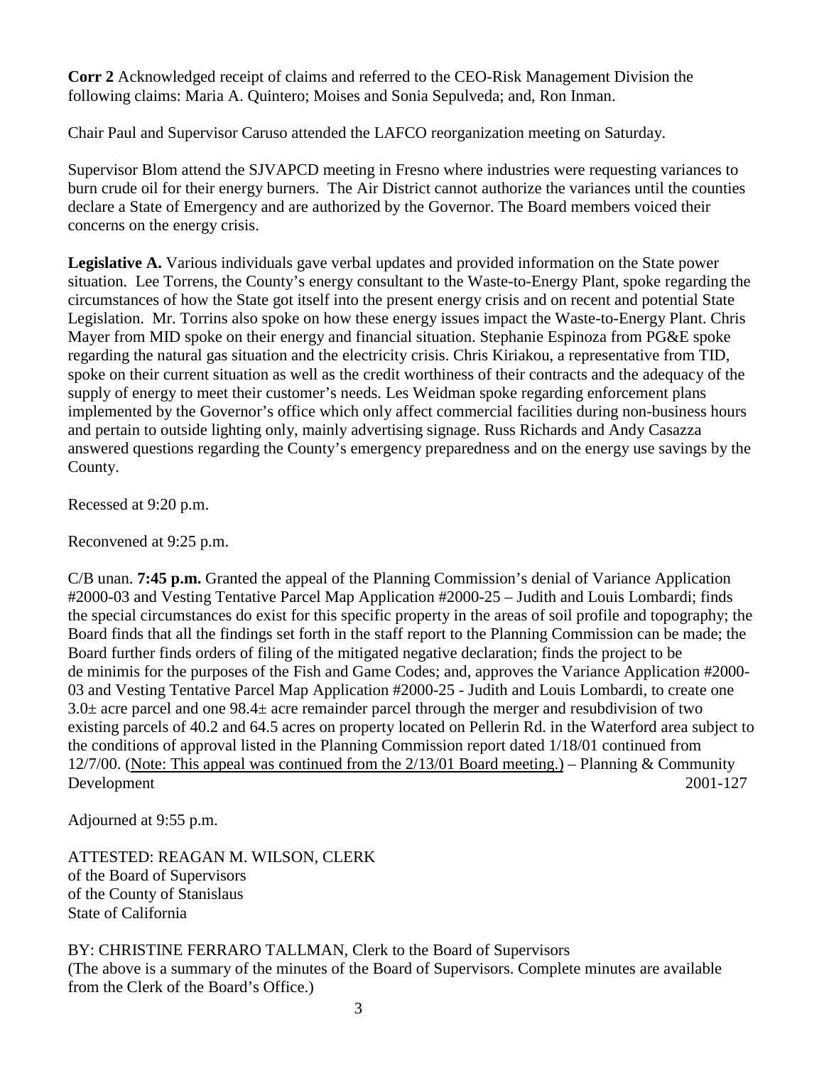**Corr 2** Acknowledged receipt of claims and referred to the CEO-Risk Management Division the following claims: Maria A. Quintero; Moises and Sonia Sepulveda; and, Ron Inman.

Chair Paul and Supervisor Caruso attended the LAFCO reorganization meeting on Saturday.

Supervisor Blom attend the SJVAPCD meeting in Fresno where industries were requesting variances to burn crude oil for their energy burners. The Air District cannot authorize the variances until the counties declare a State of Emergency and are authorized by the Governor. The Board members voiced their concerns on the energy crisis.

**Legislative A.** Various individuals gave verbal updates and provided information on the State power situation. Lee Torrens, the County's energy consultant to the Waste-to-Energy Plant, spoke regarding the circumstances of how the State got itself into the present energy crisis and on recent and potential State Legislation. Mr. Torrins also spoke on how these energy issues impact the Waste-to-Energy Plant. Chris Mayer from MID spoke on their energy and financial situation. Stephanie Espinoza from PG&E spoke regarding the natural gas situation and the electricity crisis. Chris Kiriakou, a representative from TID, spoke on their current situation as well as the credit worthiness of their contracts and the adequacy of the supply of energy to meet their customer's needs. Les Weidman spoke regarding enforcement plans implemented by the Governor's office which only affect commercial facilities during non-business hours and pertain to outside lighting only, mainly advertising signage. Russ Richards and Andy Casazza answered questions regarding the County's emergency preparedness and on the energy use savings by the County.

Recessed at 9:20 p.m.

Reconvened at 9:25 p.m.

C/B unan. **7:45 p.m.** Granted the appeal of the Planning Commission's denial of Variance Application #2000-03 and Vesting Tentative Parcel Map Application #2000-25 – Judith and Louis Lombardi; finds the special circumstances do exist for this specific property in the areas of soil profile and topography; the Board finds that all the findings set forth in the staff report to the Planning Commission can be made; the Board further finds orders of filing of the mitigated negative declaration; finds the project to be de minimis for the purposes of the Fish and Game Codes; and, approves the Variance Application #2000-03 and Vesting Tentative Parcel Map Application #2000-25 - Judith and Louis Lombardi, to create one 3.0± acre parcel and one 98.4± acre remainder parcel through the merger and resubdivision of two existing parcels of 40.2 and 64.5 acres on property located on Pellerin Rd. in the Waterford area subject to the conditions of approval listed in the Planning Commission report dated 1/18/01 continued from 12/7/00. (<u>Note: This appeal was continued from the 2/13/01 Board meeting.)</u> – Planning & Community Development 2001-127

Adjourned at 9:55 p.m.

ATTESTED: REAGAN M. WILSON, CLERK
of the Board of Supervisors
of the County of Stanislaus
State of California

BY: CHRISTINE FERRARO TALLMAN, Clerk to the Board of Supervisors
(The above is a summary of the minutes of the Board of Supervisors. Complete minutes are available from the Clerk of the Board's Office.)